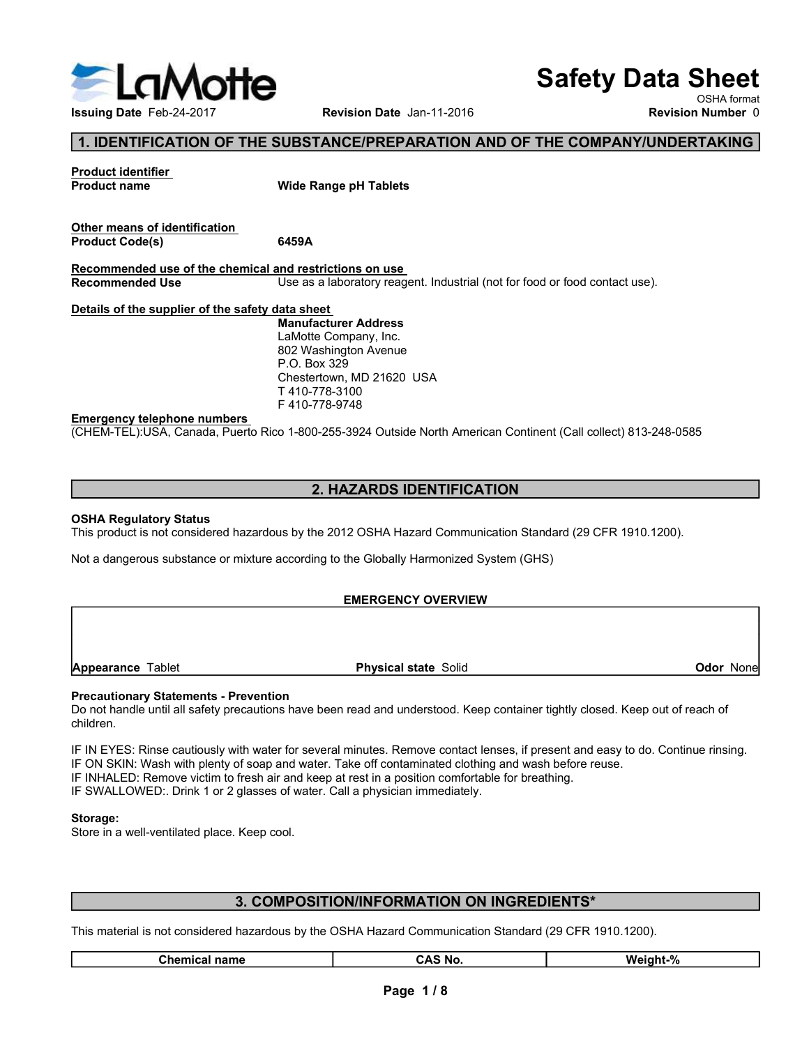LaMotte

# Safety Data Sheet

OSHA format

**Issuing Date** Feb-24-2017 **Revision Date** Jan-11-2016 **Revision Number** 0

## 1. IDENTIFICATION OF THE SUBSTANCE/PREPARATION AND OF THE COMPANY/UNDERTAKING

**Product identifier**

**Product name** **Wide Range pH Tablets**

**Other means of identification**

**Product Code(s)** **6459A**

**Recommended use of the chemical and restrictions on use**

**Recommended Use** Use as a laboratory reagent. Industrial (not for food or food contact use).

**Details of the supplier of the safety data sheet**

**Manufacturer Address**
LaMotte Company, Inc.
802 Washington Avenue
P.O. Box 329
Chestertown, MD 21620 USA
T 410-778-3100
F 410-778-9748

**Emergency telephone numbers**

(CHEM-TEL):USA, Canada, Puerto Rico 1-800-255-3924 Outside North American Continent (Call collect) 813-248-0585

## 2. HAZARDS IDENTIFICATION

**OSHA Regulatory Status**

This product is not considered hazardous by the 2012 OSHA Hazard Communication Standard (29 CFR 1910.1200).

Not a dangerous substance or mixture according to the Globally Harmonized System (GHS)

**EMERGENCY OVERVIEW**

| Appearance Tablet | Physical state Solid | Odor None |
|---|---|---|

**Precautionary Statements - Prevention**

Do not handle until all safety precautions have been read and understood. Keep container tightly closed. Keep out of reach of children.

IF IN EYES: Rinse cautiously with water for several minutes. Remove contact lenses, if present and easy to do. Continue rinsing.
IF ON SKIN: Wash with plenty of soap and water. Take off contaminated clothing and wash before reuse.
IF INHALED: Remove victim to fresh air and keep at rest in a position comfortable for breathing.
IF SWALLOWED:. Drink 1 or 2 glasses of water. Call a physician immediately.

**Storage:**

Store in a well-ventilated place. Keep cool.

## 3. COMPOSITION/INFORMATION ON INGREDIENTS*

This material is not considered hazardous by the OSHA Hazard Communication Standard (29 CFR 1910.1200).

| Chemical name | CAS No. | Weight-% |
|---|---|---|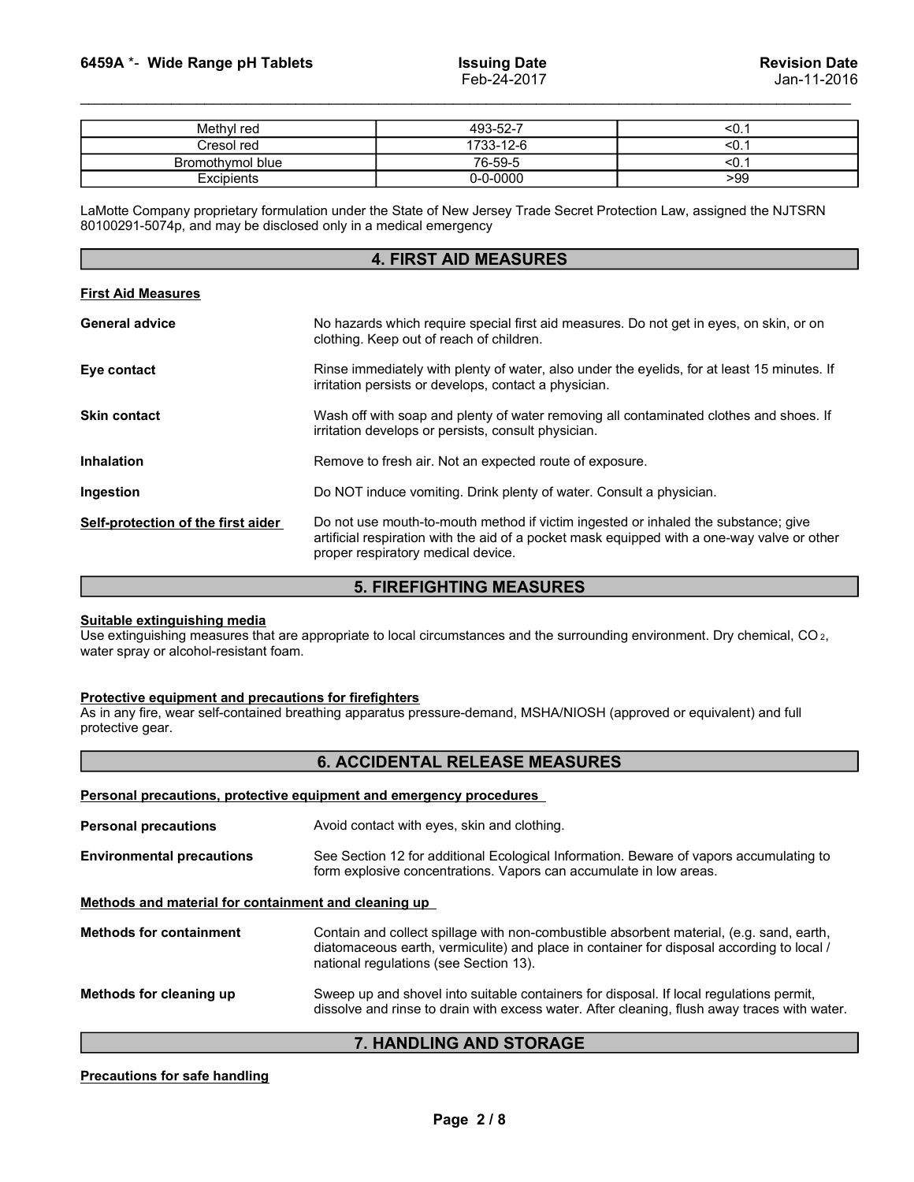| Methyl red | 493-52-7 | <0.1 |
|---|---|---|
| Cresol red | 1733-12-6 | <0.1 |
| Bromothymol blue | 76-59-5 | <0.1 |
| Excipients | 0-0-0000 | >99 |

LaMotte Company proprietary formulation under the State of New Jersey Trade Secret Protection Law, assigned the NJTSRN 80100291-5074p, and may be disclosed only in a medical emergency

## 4. FIRST AID MEASURES

**First Aid Measures**

**General advice** No hazards which require special first aid measures. Do not get in eyes, on skin, or on clothing. Keep out of reach of children.

**Eye contact** Rinse immediately with plenty of water, also under the eyelids, for at least 15 minutes. If irritation persists or develops, contact a physician.

**Skin contact** Wash off with soap and plenty of water removing all contaminated clothes and shoes. If irritation develops or persists, consult physician.

**Inhalation** Remove to fresh air. Not an expected route of exposure.

**Ingestion** Do NOT induce vomiting. Drink plenty of water. Consult a physician.

**Self-protection of the first aider** Do not use mouth-to-mouth method if victim ingested or inhaled the substance; give artificial respiration with the aid of a pocket mask equipped with a one-way valve or other proper respiratory medical device.

## 5. FIREFIGHTING MEASURES

**Suitable extinguishing media**
Use extinguishing measures that are appropriate to local circumstances and the surrounding environment. Dry chemical, $CO_2$, water spray or alcohol-resistant foam.

**Protective equipment and precautions for firefighters**
As in any fire, wear self-contained breathing apparatus pressure-demand, MSHA/NIOSH (approved or equivalent) and full protective gear.

## 6. ACCIDENTAL RELEASE MEASURES

**Personal precautions, protective equipment and emergency procedures**

**Personal precautions** Avoid contact with eyes, skin and clothing.

**Environmental precautions** See Section 12 for additional Ecological Information. Beware of vapors accumulating to form explosive concentrations. Vapors can accumulate in low areas.

**Methods and material for containment and cleaning up**

**Methods for containment** Contain and collect spillage with non-combustible absorbent material, (e.g. sand, earth, diatomaceous earth, vermiculite) and place in container for disposal according to local / national regulations (see Section 13).

**Methods for cleaning up** Sweep up and shovel into suitable containers for disposal. If local regulations permit, dissolve and rinse to drain with excess water. After cleaning, flush away traces with water.

## 7. HANDLING AND STORAGE

**Precautions for safe handling**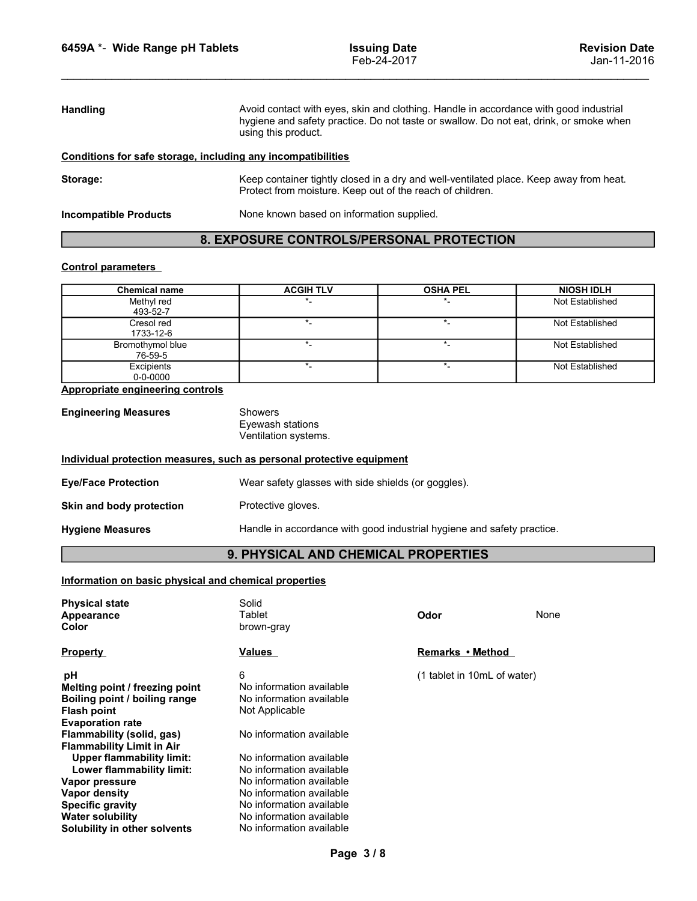**Handling** Avoid contact with eyes, skin and clothing. Handle in accordance with good industrial hygiene and safety practice. Do not taste or swallow. Do not eat, drink, or smoke when using this product.

**Conditions for safe storage, including any incompatibilities**

**Storage:** Keep container tightly closed in a dry and well-ventilated place. Keep away from heat. Protect from moisture. Keep out of the reach of children.

**Incompatible Products** None known based on information supplied.

## 8. EXPOSURE CONTROLS/PERSONAL PROTECTION

**Control parameters**

| Chemical name | ACGIH TLV | OSHA PEL | NIOSH IDLH |
|---|---|---|---|
| Methyl red 493-52-7 | *- | *- | Not Established |
| Cresol red 1733-12-6 | *- | *- | Not Established |
| Bromothymol blue 76-59-5 | *- | *- | Not Established |
| Excipients 0-0-0000 | *- | *- | Not Established |

**Appropriate engineering controls**

**Engineering Measures** Showers
Eyewash stations
Ventilation systems.

**Individual protection measures, such as personal protective equipment**

**Eye/Face Protection** Wear safety glasses with side shields (or goggles).

**Skin and body protection** Protective gloves.

**Hygiene Measures** Handle in accordance with good industrial hygiene and safety practice.

## 9. PHYSICAL AND CHEMICAL PROPERTIES

**Information on basic physical and chemical properties**

**Physical state** Solid
**Appearance** Tablet
**Color** brown-gray
**Odor** None

| Property | Values | Remarks • Method |
|---|---|---|
| pH | 6 | (1 tablet in 10mL of water) |
| Melting point / freezing point | No information available | |
| Boiling point / boiling range | No information available | |
| Flash point | Not Applicable | |
| Evaporation rate | | |
| Flammability (solid, gas) | No information available | |
| Flammability Limit in Air | | |
| Upper flammability limit: | No information available | |
| Lower flammability limit: | No information available | |
| Vapor pressure | No information available | |
| Vapor density | No information available | |
| Specific gravity | No information available | |
| Water solubility | No information available | |
| Solubility in other solvents | No information available | |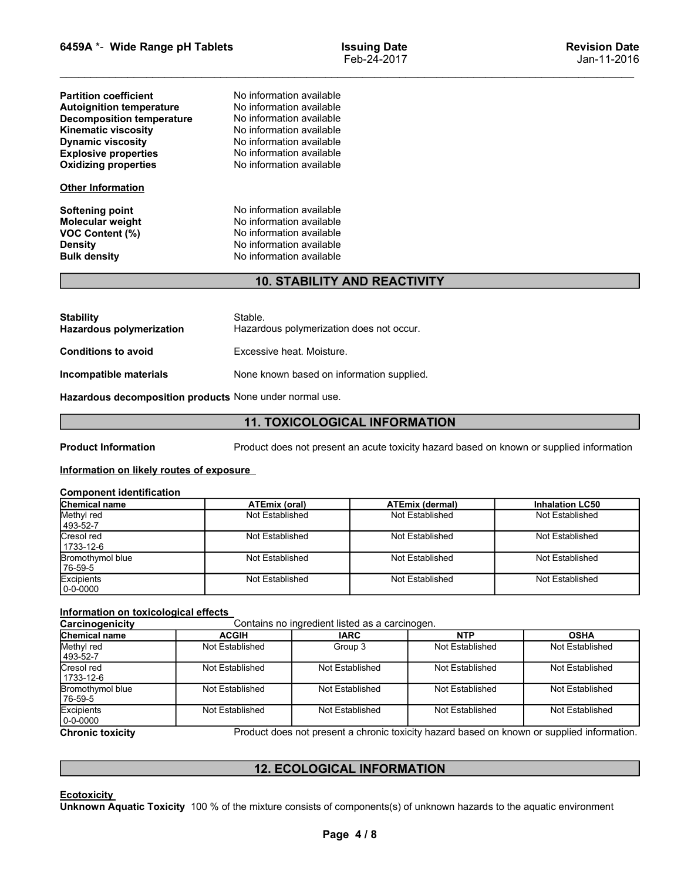| | |
|---|---|
| **Partition coefficient** | No information available |
| **Autoignition temperature** | No information available |
| **Decomposition temperature** | No information available |
| **Kinematic viscosity** | No information available |
| **Dynamic viscosity** | No information available |
| **Explosive properties** | No information available |
| **Oxidizing properties** | No information available |

**Other Information**

| | |
|---|---|
| **Softening point** | No information available |
| **Molecular weight** | No information available |
| **VOC Content (%)** | No information available |
| **Density** | No information available |
| **Bulk density** | No information available |

## 10. STABILITY AND REACTIVITY

**Stability** Stable.

**Hazardous polymerization** Hazardous polymerization does not occur.

**Conditions to avoid** Excessive heat. Moisture.

**Incompatible materials** None known based on information supplied.

**Hazardous decomposition products** None under normal use.

## 11. TOXICOLOGICAL INFORMATION

**Product Information** Product does not present an acute toxicity hazard based on known or supplied information

**Information on likely routes of exposure**

**Component identification**

| Chemical name | ATEmix (oral) | ATEmix (dermal) | Inhalation LC50 |
|---|---|---|---|
| Methyl red<br>493-52-7 | Not Established | Not Established | Not Established |
| Cresol red<br>1733-12-6 | Not Established | Not Established | Not Established |
| Bromothymol blue<br>76-59-5 | Not Established | Not Established | Not Established |
| Excipients<br>0-0-0000 | Not Established | Not Established | Not Established |

**Information on toxicological effects**

**Carcinogenicity** Contains no ingredient listed as a carcinogen.

| Chemical name | ACGIH | IARC | NTP | OSHA |
|---|---|---|---|---|
| Methyl red<br>493-52-7 | Not Established | Group 3 | Not Established | Not Established |
| Cresol red<br>1733-12-6 | Not Established | Not Established | Not Established | Not Established |
| Bromothymol blue<br>76-59-5 | Not Established | Not Established | Not Established | Not Established |
| Excipients<br>0-0-0000 | Not Established | Not Established | Not Established | Not Established |

**Chronic toxicity** Product does not present a chronic toxicity hazard based on known or supplied information.

## 12. ECOLOGICAL INFORMATION

**Ecotoxicity**

**Unknown Aquatic Toxicity** 100 % of the mixture consists of components(s) of unknown hazards to the aquatic environment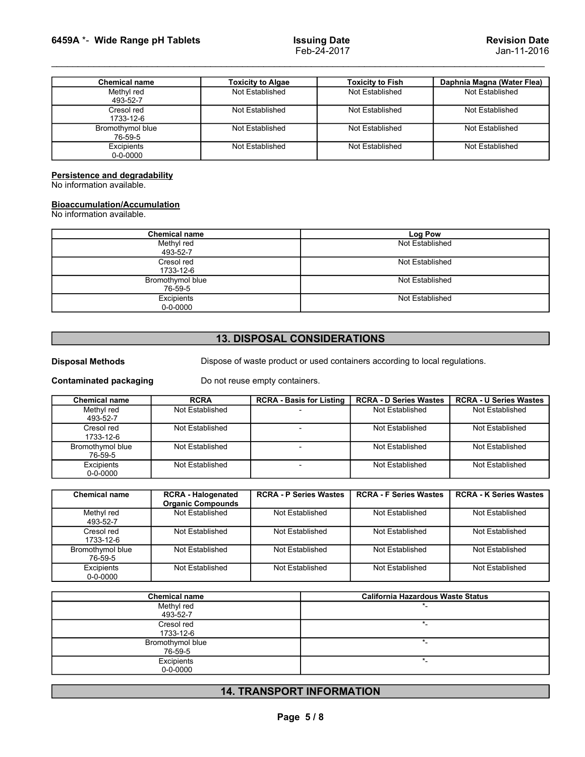| Chemical name | Toxicity to Algae | Toxicity to Fish | Daphnia Magna (Water Flea) |
|---|---|---|---|
| Methyl red<br>493-52-7 | Not Established | Not Established | Not Established |
| Cresol red<br>1733-12-6 | Not Established | Not Established | Not Established |
| Bromothymol blue<br>76-59-5 | Not Established | Not Established | Not Established |
| Excipients<br>0-0-0000 | Not Established | Not Established | Not Established |

**Persistence and degradability**
No information available.

**Bioaccumulation/Accumulation**
No information available.

| Chemical name | Log Pow |
|---|---|
| Methyl red<br>493-52-7 | Not Established |
| Cresol red<br>1733-12-6 | Not Established |
| Bromothymol blue<br>76-59-5 | Not Established |
| Excipients<br>0-0-0000 | Not Established |

## 13. DISPOSAL CONSIDERATIONS

**Disposal Methods** Dispose of waste product or used containers according to local regulations.

**Contaminated packaging** Do not reuse empty containers.

| Chemical name | RCRA | RCRA - Basis for Listing | RCRA - D Series Wastes | RCRA - U Series Wastes |
|---|---|---|---|---|
| Methyl red<br>493-52-7 | Not Established | - | Not Established | Not Established |
| Cresol red<br>1733-12-6 | Not Established | - | Not Established | Not Established |
| Bromothymol blue<br>76-59-5 | Not Established | - | Not Established | Not Established |
| Excipients<br>0-0-0000 | Not Established | - | Not Established | Not Established |

| Chemical name | RCRA - Halogenated Organic Compounds | RCRA - P Series Wastes | RCRA - F Series Wastes | RCRA - K Series Wastes |
|---|---|---|---|---|
| Methyl red<br>493-52-7 | Not Established | Not Established | Not Established | Not Established |
| Cresol red<br>1733-12-6 | Not Established | Not Established | Not Established | Not Established |
| Bromothymol blue<br>76-59-5 | Not Established | Not Established | Not Established | Not Established |
| Excipients<br>0-0-0000 | Not Established | Not Established | Not Established | Not Established |

| Chemical name | California Hazardous Waste Status |
|---|---|
| Methyl red<br>493-52-7 | *- |
| Cresol red<br>1733-12-6 | *- |
| Bromothymol blue<br>76-59-5 | *- |
| Excipients<br>0-0-0000 | *- |

## 14. TRANSPORT INFORMATION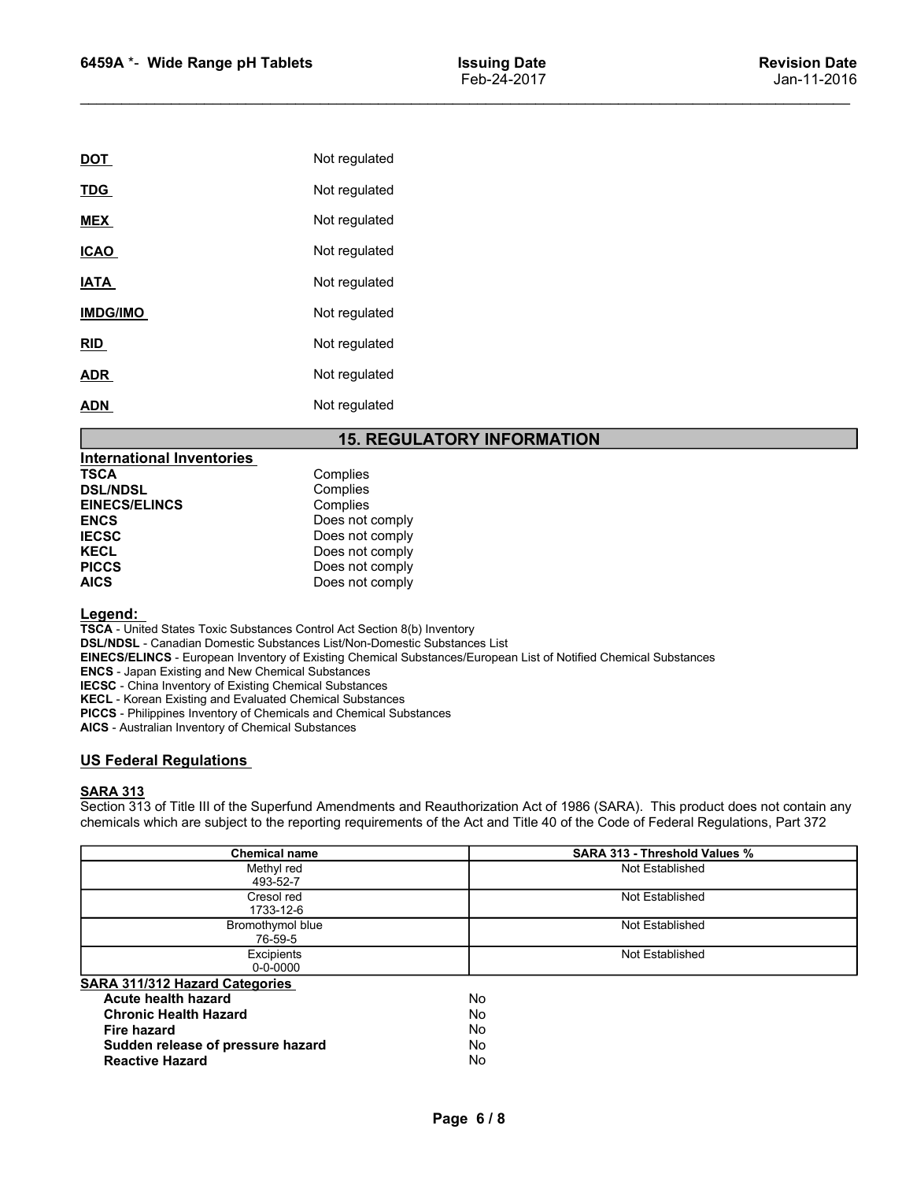**DOT** Not regulated

**TDG** Not regulated

**MEX** Not regulated

**ICAO** Not regulated

**IATA** Not regulated

**IMDG/IMO** Not regulated

**RID** Not regulated

**ADR** Not regulated

**ADN** Not regulated

## 15. REGULATORY INFORMATION

### International Inventories

| | |
|---|---|
| **TSCA** | Complies |
| **DSL/NDSL** | Complies |
| **EINECS/ELINCS** | Complies |
| **ENCS** | Does not comply |
| **IECSC** | Does not comply |
| **KECL** | Does not comply |
| **PICCS** | Does not comply |
| **AICS** | Does not comply |

**Legend:**

**TSCA** - United States Toxic Substances Control Act Section 8(b) Inventory
**DSL/NDSL** - Canadian Domestic Substances List/Non-Domestic Substances List
**EINECS/ELINCS** - European Inventory of Existing Chemical Substances/European List of Notified Chemical Substances
**ENCS** - Japan Existing and New Chemical Substances
**IECSC** - China Inventory of Existing Chemical Substances
**KECL** - Korean Existing and Evaluated Chemical Substances
**PICCS** - Philippines Inventory of Chemicals and Chemical Substances
**AICS** - Australian Inventory of Chemical Substances

### US Federal Regulations

**SARA 313**

Section 313 of Title III of the Superfund Amendments and Reauthorization Act of 1986 (SARA). This product does not contain any chemicals which are subject to the reporting requirements of the Act and Title 40 of the Code of Federal Regulations, Part 372

| Chemical name | SARA 313 - Threshold Values % |
|---|---|
| Methyl red 493-52-7 | Not Established |
| Cresol red 1733-12-6 | Not Established |
| Bromothymol blue 76-59-5 | Not Established |
| Excipients 0-0-0000 | Not Established |

**SARA 311/312 Hazard Categories**

| | |
|---|---|
| **Acute health hazard** | No |
| **Chronic Health Hazard** | No |
| **Fire hazard** | No |
| **Sudden release of pressure hazard** | No |
| **Reactive Hazard** | No |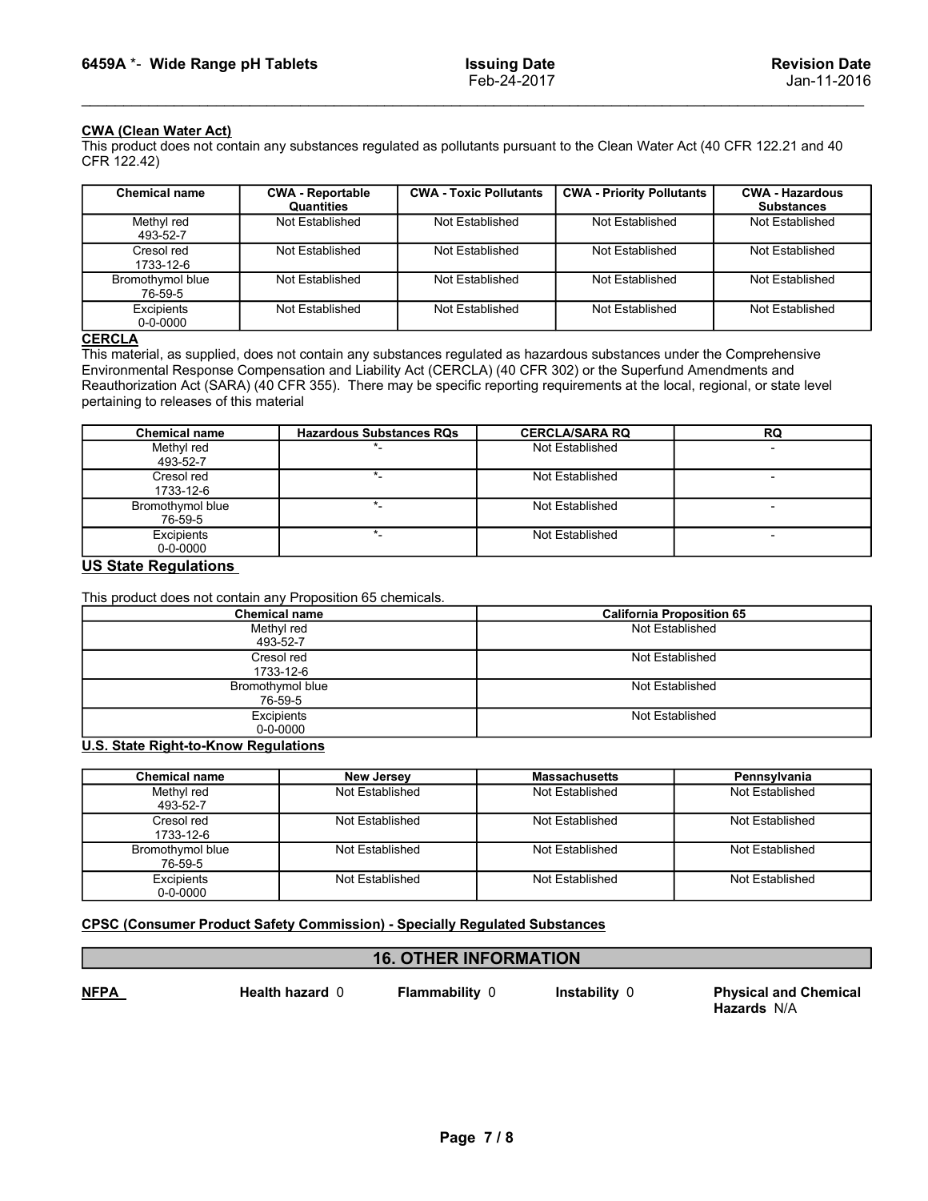**CWA (Clean Water Act)**

This product does not contain any substances regulated as pollutants pursuant to the Clean Water Act (40 CFR 122.21 and 40 CFR 122.42)

| Chemical name | CWA - Reportable Quantities | CWA - Toxic Pollutants | CWA - Priority Pollutants | CWA - Hazardous Substances |
|---|---|---|---|---|
| Methyl red 493-52-7 | Not Established | Not Established | Not Established | Not Established |
| Cresol red 1733-12-6 | Not Established | Not Established | Not Established | Not Established |
| Bromothymol blue 76-59-5 | Not Established | Not Established | Not Established | Not Established |
| Excipients 0-0-0000 | Not Established | Not Established | Not Established | Not Established |

**CERCLA**

This material, as supplied, does not contain any substances regulated as hazardous substances under the Comprehensive Environmental Response Compensation and Liability Act (CERCLA) (40 CFR 302) or the Superfund Amendments and Reauthorization Act (SARA) (40 CFR 355). There may be specific reporting requirements at the local, regional, or state level pertaining to releases of this material

| Chemical name | Hazardous Substances RQs | CERCLA/SARA RQ | RQ |
|---|---|---|---|
| Methyl red 493-52-7 | *- | Not Established | - |
| Cresol red 1733-12-6 | *- | Not Established | - |
| Bromothymol blue 76-59-5 | *- | Not Established | - |
| Excipients 0-0-0000 | *- | Not Established | - |

## US State Regulations

This product does not contain any Proposition 65 chemicals.

| Chemical name | California Proposition 65 |
|---|---|
| Methyl red 493-52-7 | Not Established |
| Cresol red 1733-12-6 | Not Established |
| Bromothymol blue 76-59-5 | Not Established |
| Excipients 0-0-0000 | Not Established |

**U.S. State Right-to-Know Regulations**

| Chemical name | New Jersey | Massachusetts | Pennsylvania |
|---|---|---|---|
| Methyl red 493-52-7 | Not Established | Not Established | Not Established |
| Cresol red 1733-12-6 | Not Established | Not Established | Not Established |
| Bromothymol blue 76-59-5 | Not Established | Not Established | Not Established |
| Excipients 0-0-0000 | Not Established | Not Established | Not Established |

**CPSC (Consumer Product Safety Commission) - Specially Regulated Substances**

## 16. OTHER INFORMATION

**NFPA** **Health hazard** 0 **Flammability** 0 **Instability** 0 **Physical and Chemical Hazards** N/A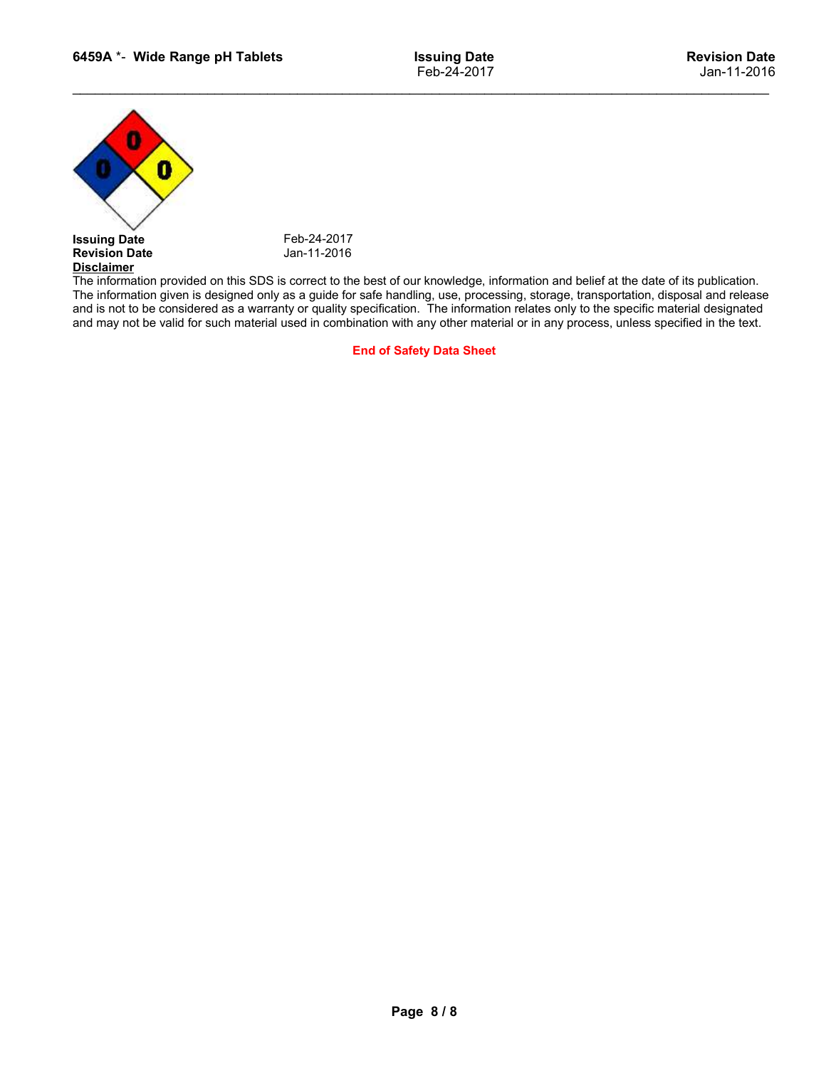**Issuing Date** Feb-24-2017
**Revision Date** Jan-11-2016

**Disclaimer**

The information provided on this SDS is correct to the best of our knowledge, information and belief at the date of its publication. The information given is designed only as a guide for safe handling, use, processing, storage, transportation, disposal and release and is not to be considered as a warranty or quality specification. The information relates only to the specific material designated and may not be valid for such material used in combination with any other material or in any process, unless specified in the text.

**End of Safety Data Sheet**